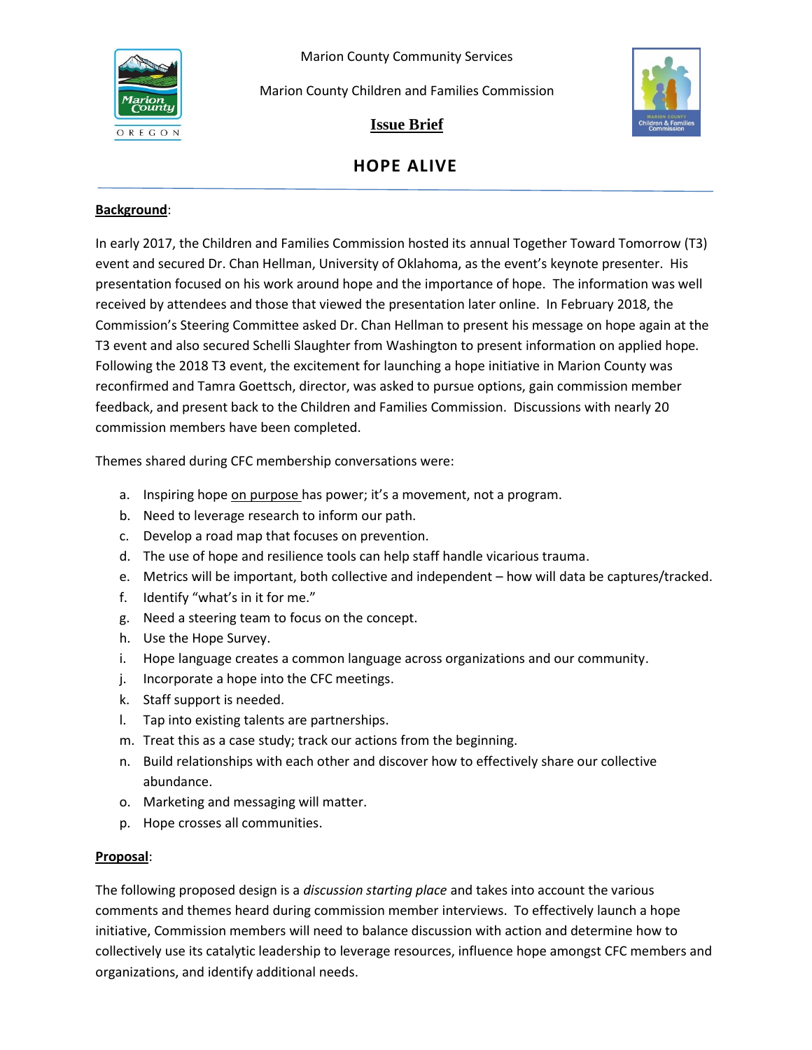Marion County Community Services

Marion County Children and Families Commission

**Issue Brief**

# HOPE ALIVE

**Background**:

In early 2017, the Children and Families Commission hosted its annual Together Toward Tomorrow (T3) event and secured Dr. Chan Hellman, University of Oklahoma, as the event's keynote presenter. His presentation focused on his work around hope and the importance of hope. The information was well received by attendees and those that viewed the presentation later online. In February 2018, the Commission's Steering Committee asked Dr. Chan Hellman to present his message on hope again at the T3 event and also secured Schelli Slaughter from Washington to present information on applied hope. Following the 2018 T3 event, the excitement for launching a hope initiative in Marion County was reconfirmed and Tamra Goettsch, director, was asked to pursue options, gain commission member feedback, and present back to the Children and Families Commission. Discussions with nearly 20 commission members have been completed.

Themes shared during CFC membership conversations were:

a. Inspiring hope on purpose has power; it's a movement, not a program.
b. Need to leverage research to inform our path.
c. Develop a road map that focuses on prevention.
d. The use of hope and resilience tools can help staff handle vicarious trauma.
e. Metrics will be important, both collective and independent – how will data be captures/tracked.
f. Identify "what's in it for me."
g. Need a steering team to focus on the concept.
h. Use the Hope Survey.
i. Hope language creates a common language across organizations and our community.
j. Incorporate a hope into the CFC meetings.
k. Staff support is needed.
l. Tap into existing talents are partnerships.
m. Treat this as a case study; track our actions from the beginning.
n. Build relationships with each other and discover how to effectively share our collective abundance.
o. Marketing and messaging will matter.
p. Hope crosses all communities.

**Proposal**:

The following proposed design is a *discussion starting place* and takes into account the various comments and themes heard during commission member interviews. To effectively launch a hope initiative, Commission members will need to balance discussion with action and determine how to collectively use its catalytic leadership to leverage resources, influence hope amongst CFC members and organizations, and identify additional needs.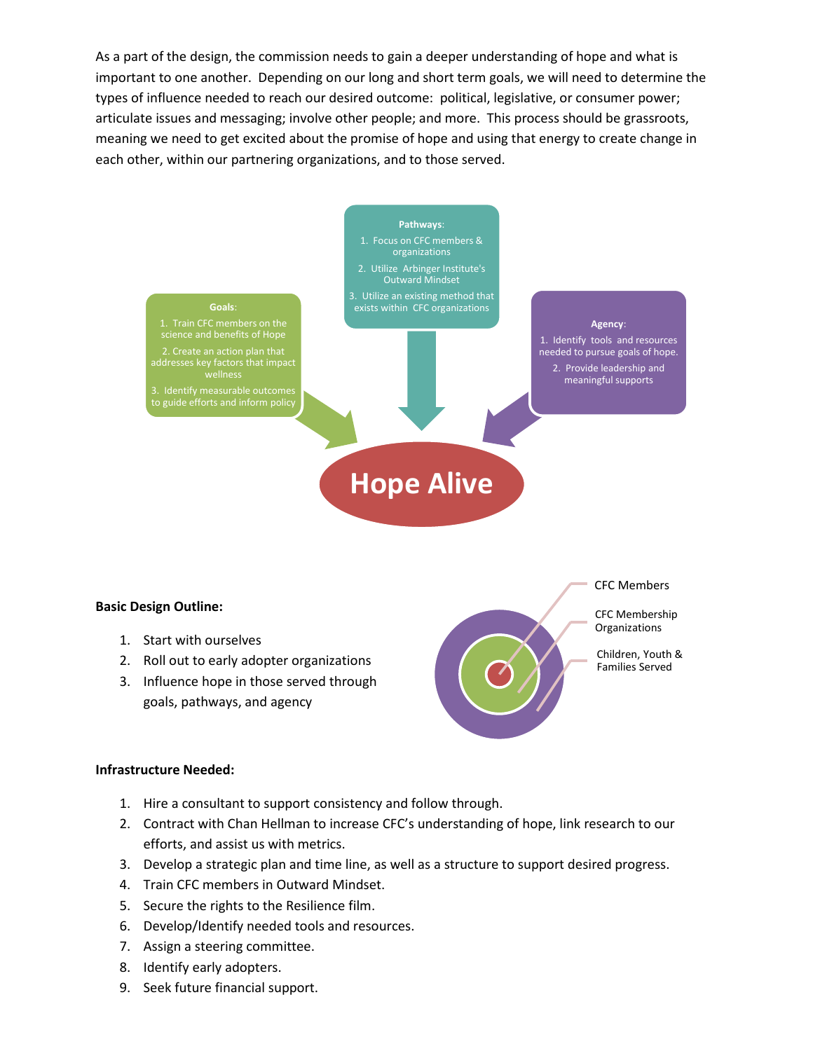As a part of the design, the commission needs to gain a deeper understanding of hope and what is important to one another. Depending on our long and short term goals, we will need to determine the types of influence needed to reach our desired outcome: political, legislative, or consumer power; articulate issues and messaging; involve other people; and more. This process should be grassroots, meaning we need to get excited about the promise of hope and using that energy to create change in each other, within our partnering organizations, and to those served.

**Goals:**
1. Train CFC members on the science and benefits of Hope
2. Create an action plan that addresses key factors that impact wellness
3. Identify measurable outcomes to guide efforts and inform policy

**Pathways:**
1. Focus on CFC members & organizations
2. Utilize Arbinger Institute's Outward Mindset
3. Utilize an existing method that exists within CFC organizations

**Agency:**
1. Identify tools and resources needed to pursue goals of hope.
2. Provide leadership and meaningful supports

**Hope Alive**

**Basic Design Outline:**

1. Start with ourselves
2. Roll out to early adopter organizations
3. Influence hope in those served through goals, pathways, and agency

CFC Members

CFC Membership Organizations

Children, Youth & Families Served

**Infrastructure Needed:**

1. Hire a consultant to support consistency and follow through.
2. Contract with Chan Hellman to increase CFC's understanding of hope, link research to our efforts, and assist us with metrics.
3. Develop a strategic plan and time line, as well as a structure to support desired progress.
4. Train CFC members in Outward Mindset.
5. Secure the rights to the Resilience film.
6. Develop/Identify needed tools and resources.
7. Assign a steering committee.
8. Identify early adopters.
9. Seek future financial support.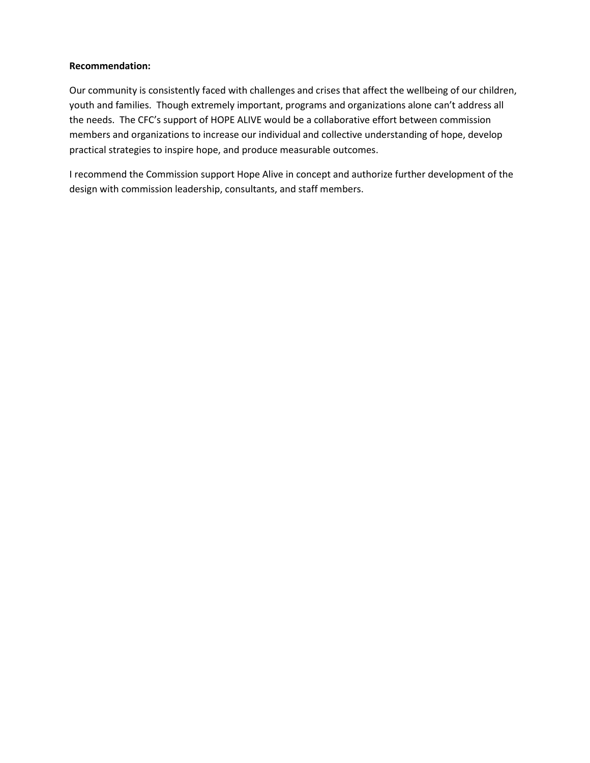**Recommendation:**

Our community is consistently faced with challenges and crises that affect the wellbeing of our children, youth and families. Though extremely important, programs and organizations alone can't address all the needs. The CFC's support of HOPE ALIVE would be a collaborative effort between commission members and organizations to increase our individual and collective understanding of hope, develop practical strategies to inspire hope, and produce measurable outcomes.

I recommend the Commission support Hope Alive in concept and authorize further development of the design with commission leadership, consultants, and staff members.